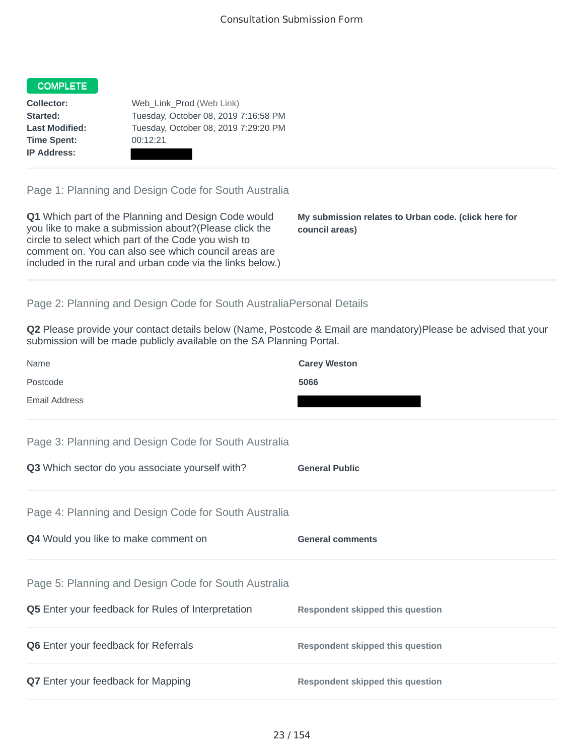# Consultation Submission Form

**COMPLETE**

| | |
|---|---|
| **Collector:** | Web_Link_Prod (Web Link) |
| **Started:** | Tuesday, October 08, 2019 7:16:58 PM |
| **Last Modified:** | Tuesday, October 08, 2019 7:29:20 PM |
| **Time Spent:** | 00:12:21 |
| **IP Address:** | |

## Page 1: Planning and Design Code for South Australia

**Q1** Which part of the Planning and Design Code would you like to make a submission about?(Please click the circle to select which part of the Code you wish to comment on. You can also see which council areas are included in the rural and urban code via the links below.)

**My submission relates to Urban code. (click here for council areas)**

## Page 2: Planning and Design Code for South AustraliaPersonal Details

**Q2** Please provide your contact details below (Name, Postcode & Email are mandatory)Please be advised that your submission will be made publicly available on the SA Planning Portal.

| | |
|---|---|
| Name | **Carey Weston** |
| Postcode | **5066** |
| Email Address | |

## Page 3: Planning and Design Code for South Australia

**Q3** Which sector do you associate yourself with?

**General Public**

## Page 4: Planning and Design Code for South Australia

**Q4** Would you like to make comment on

**General comments**

## Page 5: Planning and Design Code for South Australia

**Q5** Enter your feedback for Rules of Interpretation

**Respondent skipped this question**

**Q6** Enter your feedback for Referrals

**Respondent skipped this question**

**Q7** Enter your feedback for Mapping

**Respondent skipped this question**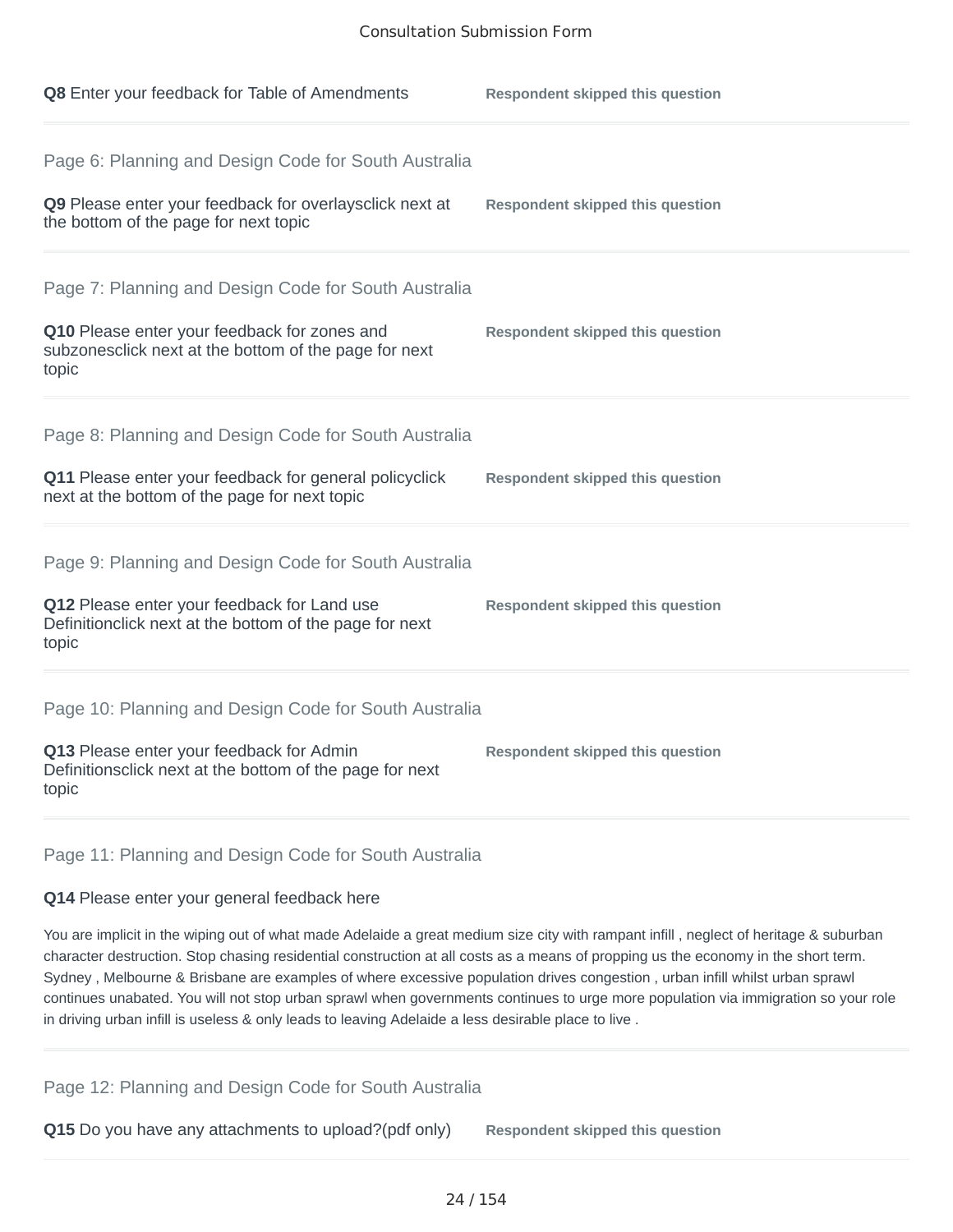**Q8** Enter your feedback for Table of Amendments — Respondent skipped this question

---

Page 6: Planning and Design Code for South Australia

**Q9** Please enter your feedback for overlaysclick next at the bottom of the page for next topic — Respondent skipped this question

---

Page 7: Planning and Design Code for South Australia

**Q10** Please enter your feedback for zones and subzonesclick next at the bottom of the page for next topic — Respondent skipped this question

---

Page 8: Planning and Design Code for South Australia

**Q11** Please enter your feedback for general policyclick next at the bottom of the page for next topic — Respondent skipped this question

---

Page 9: Planning and Design Code for South Australia

**Q12** Please enter your feedback for Land use Definitionclick next at the bottom of the page for next topic — Respondent skipped this question

---

Page 10: Planning and Design Code for South Australia

**Q13** Please enter your feedback for Admin Definitionsclick next at the bottom of the page for next topic — Respondent skipped this question

---

Page 11: Planning and Design Code for South Australia

**Q14** Please enter your general feedback here

You are implicit in the wiping out of what made Adelaide a great medium size city with rampant infill , neglect of heritage & suburban character destruction. Stop chasing residential construction at all costs as a means of propping us the economy in the short term. Sydney , Melbourne & Brisbane are examples of where excessive population drives congestion , urban infill whilst urban sprawl continues unabated. You will not stop urban sprawl when governments continues to urge more population via immigration so your role in driving urban infill is useless & only leads to leaving Adelaide a less desirable place to live .

---

Page 12: Planning and Design Code for South Australia

**Q15** Do you have any attachments to upload?(pdf only) — Respondent skipped this question